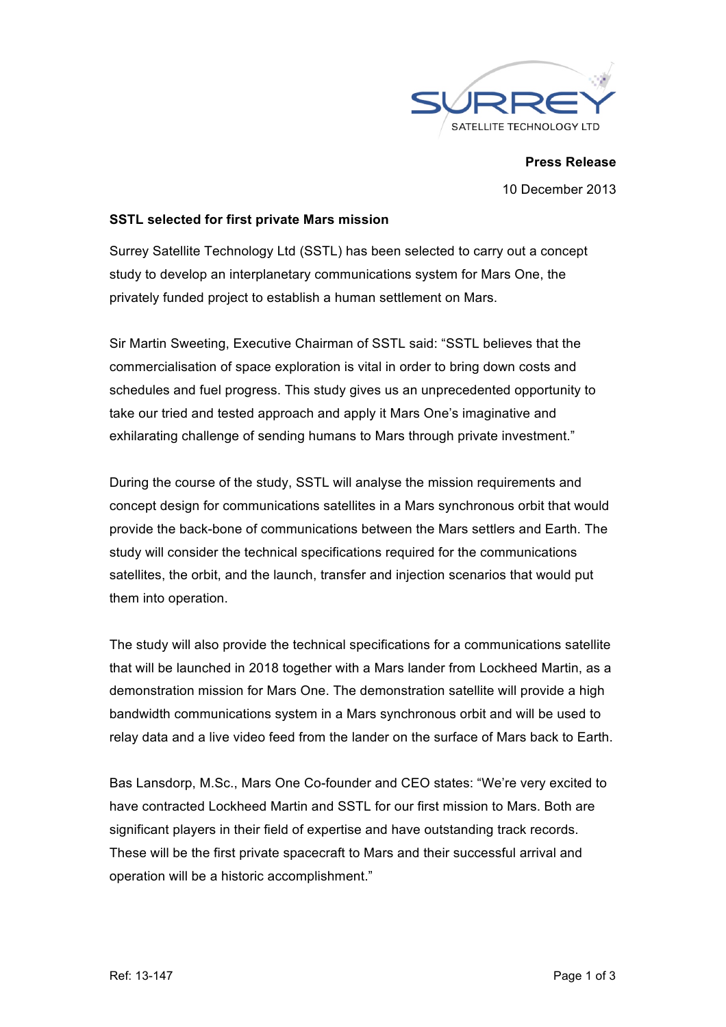SURREY
SATELLITE TECHNOLOGY LTD

**Press Release**

10 December 2013

**SSTL selected for first private Mars mission**

Surrey Satellite Technology Ltd (SSTL) has been selected to carry out a concept study to develop an interplanetary communications system for Mars One, the privately funded project to establish a human settlement on Mars.

Sir Martin Sweeting, Executive Chairman of SSTL said: “SSTL believes that the commercialisation of space exploration is vital in order to bring down costs and schedules and fuel progress. This study gives us an unprecedented opportunity to take our tried and tested approach and apply it Mars One’s imaginative and exhilarating challenge of sending humans to Mars through private investment.”

During the course of the study, SSTL will analyse the mission requirements and concept design for communications satellites in a Mars synchronous orbit that would provide the back-bone of communications between the Mars settlers and Earth. The study will consider the technical specifications required for the communications satellites, the orbit, and the launch, transfer and injection scenarios that would put them into operation.

The study will also provide the technical specifications for a communications satellite that will be launched in 2018 together with a Mars lander from Lockheed Martin, as a demonstration mission for Mars One. The demonstration satellite will provide a high bandwidth communications system in a Mars synchronous orbit and will be used to relay data and a live video feed from the lander on the surface of Mars back to Earth.

Bas Lansdorp, M.Sc., Mars One Co-founder and CEO states: “We’re very excited to have contracted Lockheed Martin and SSTL for our first mission to Mars. Both are significant players in their field of expertise and have outstanding track records. These will be the first private spacecraft to Mars and their successful arrival and operation will be a historic accomplishment.”

Ref: 13-147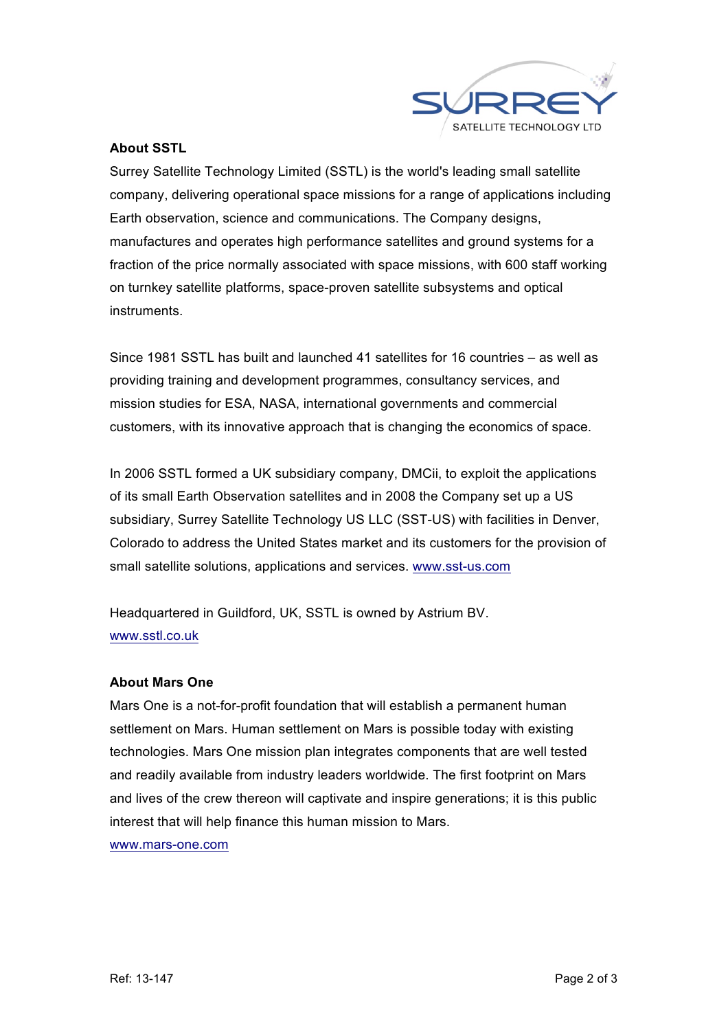## About SSTL

Surrey Satellite Technology Limited (SSTL) is the world's leading small satellite company, delivering operational space missions for a range of applications including Earth observation, science and communications. The Company designs, manufactures and operates high performance satellites and ground systems for a fraction of the price normally associated with space missions, with 600 staff working on turnkey satellite platforms, space-proven satellite subsystems and optical instruments.

Since 1981 SSTL has built and launched 41 satellites for 16 countries – as well as providing training and development programmes, consultancy services, and mission studies for ESA, NASA, international governments and commercial customers, with its innovative approach that is changing the economics of space.

In 2006 SSTL formed a UK subsidiary company, DMCii, to exploit the applications of its small Earth Observation satellites and in 2008 the Company set up a US subsidiary, Surrey Satellite Technology US LLC (SST-US) with facilities in Denver, Colorado to address the United States market and its customers for the provision of small satellite solutions, applications and services. www.sst-us.com

Headquartered in Guildford, UK, SSTL is owned by Astrium BV.
www.sstl.co.uk

## About Mars One

Mars One is a not-for-profit foundation that will establish a permanent human settlement on Mars. Human settlement on Mars is possible today with existing technologies. Mars One mission plan integrates components that are well tested and readily available from industry leaders worldwide. The first footprint on Mars and lives of the crew thereon will captivate and inspire generations; it is this public interest that will help finance this human mission to Mars.
www.mars-one.com

Ref: 13-147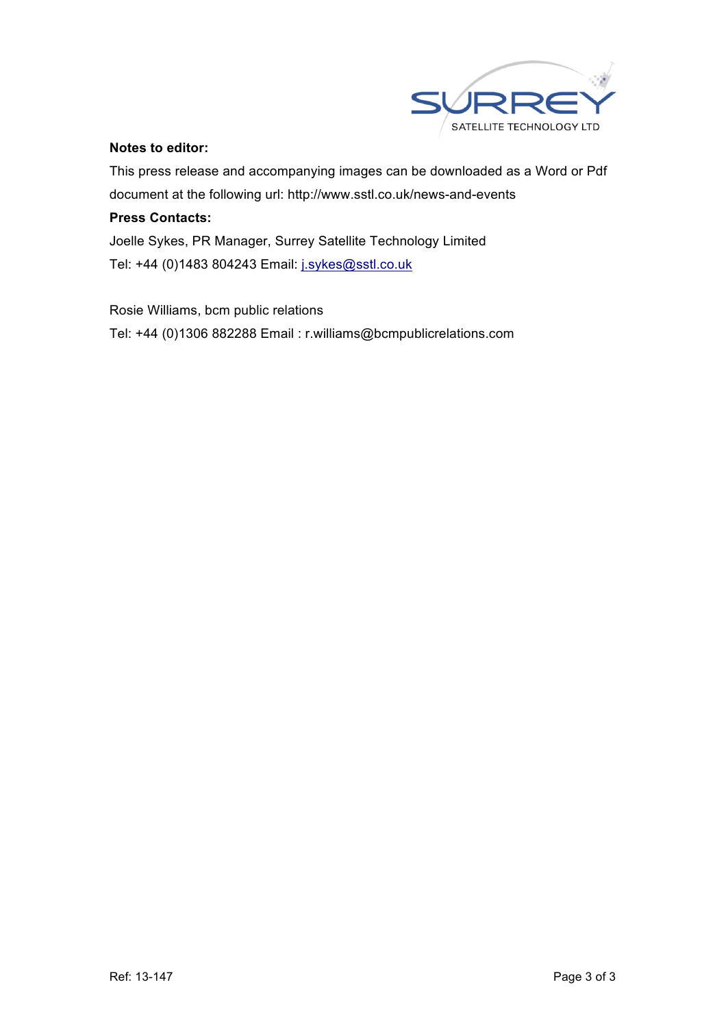**Notes to editor:**

This press release and accompanying images can be downloaded as a Word or Pdf document at the following url: http://www.sstl.co.uk/news-and-events

**Press Contacts:**

Joelle Sykes, PR Manager, Surrey Satellite Technology Limited

Tel: +44 (0)1483 804243 Email: j.sykes@sstl.co.uk

Rosie Williams, bcm public relations

Tel: +44 (0)1306 882288 Email : r.williams@bcmpublicrelations.com

Ref: 13-147